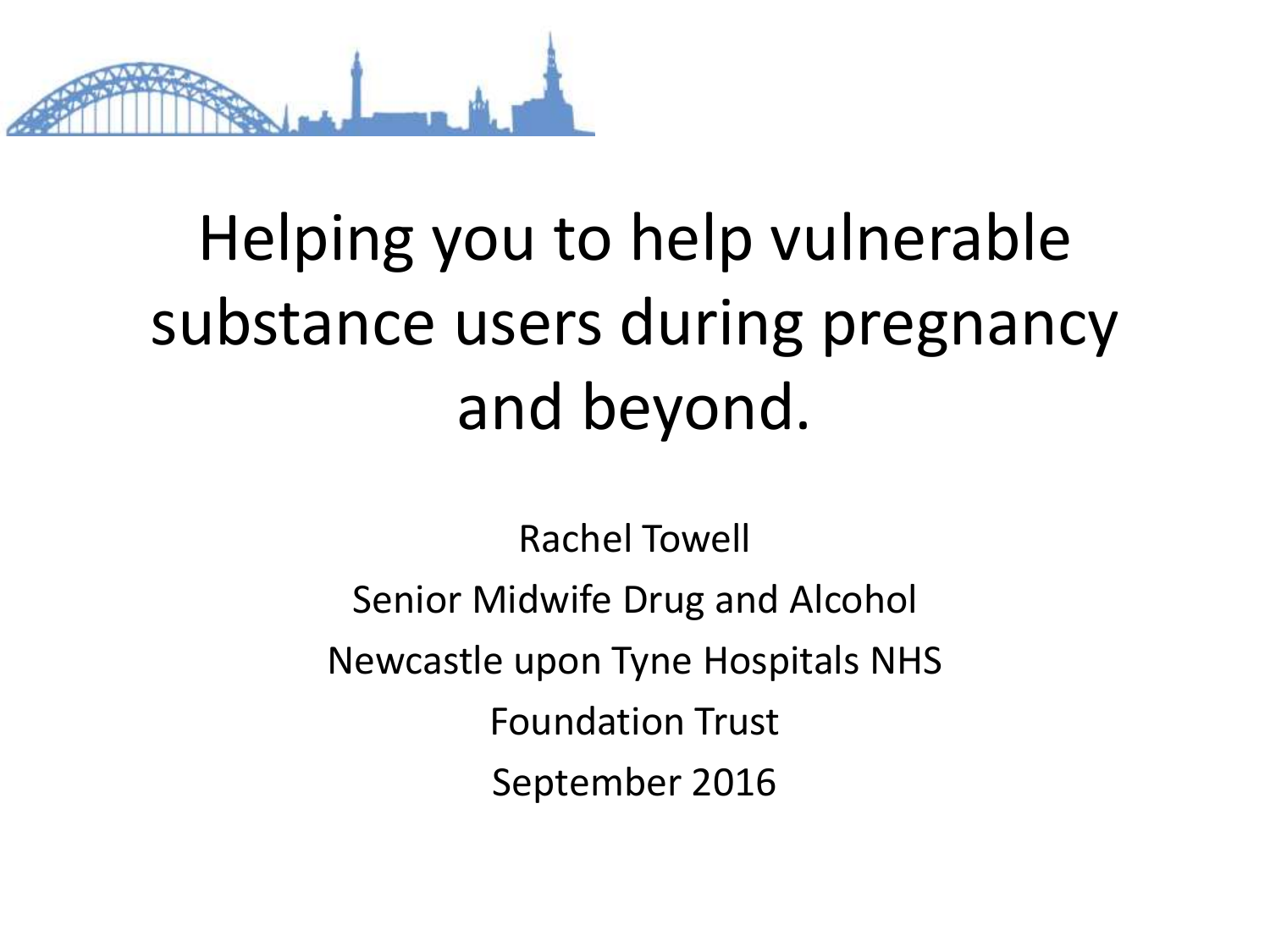# Helping you to help vulnerable substance users during pregnancy and beyond.

Rachel Towell

Senior Midwife Drug and Alcohol

Newcastle upon Tyne Hospitals NHS Foundation Trust

September 2016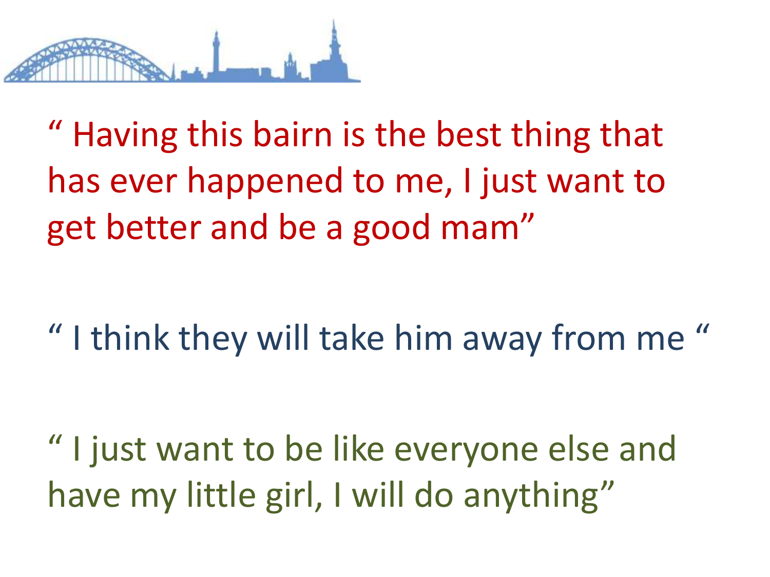" Having this bairn is the best thing that has ever happened to me, I just want to get better and be a good mam"

" I think they will take him away from me "

" I just want to be like everyone else and have my little girl, I will do anything"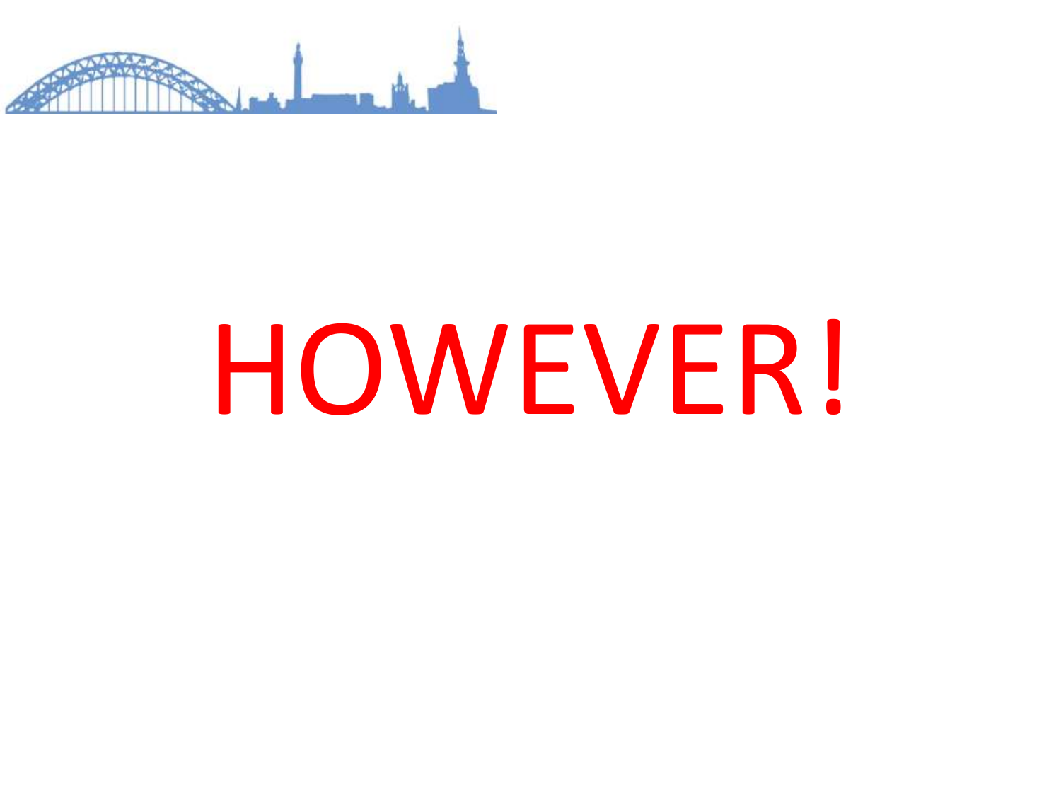# HOWEVER!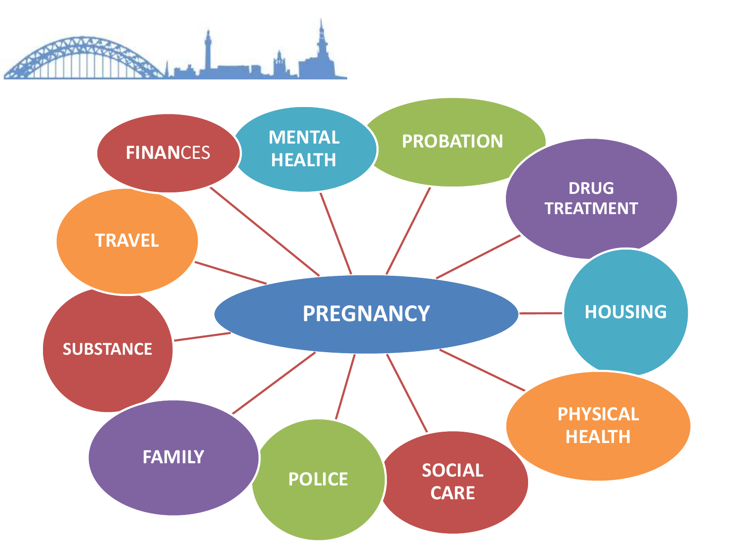PREGNANCY

- FINANCES
- MENTAL HEALTH
- PROBATION
- DRUG TREATMENT
- HOUSING
- PHYSICAL HEALTH
- SOCIAL CARE
- POLICE
- FAMILY
- SUBSTANCE
- TRAVEL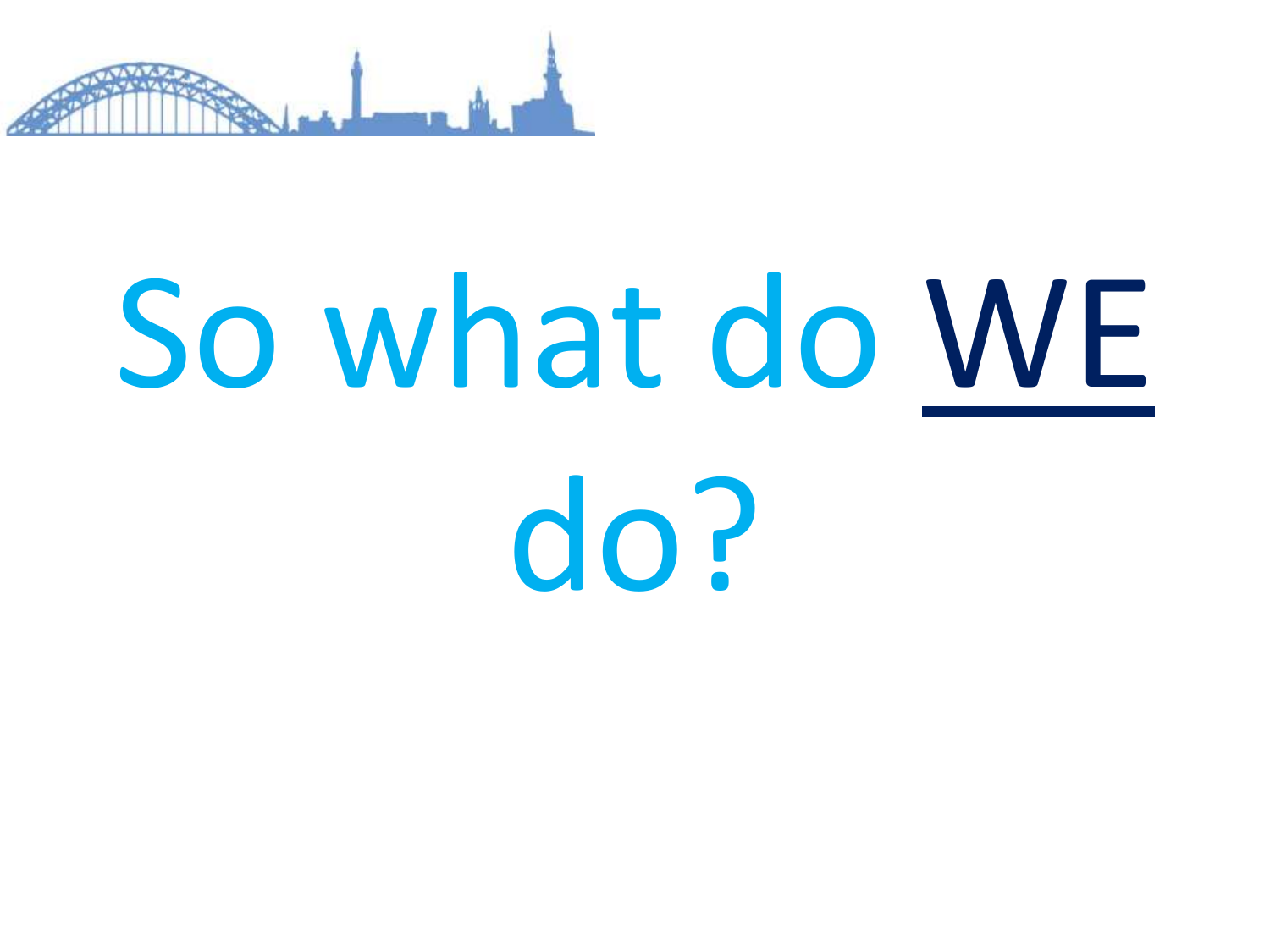# So what do <u>WE</u> do?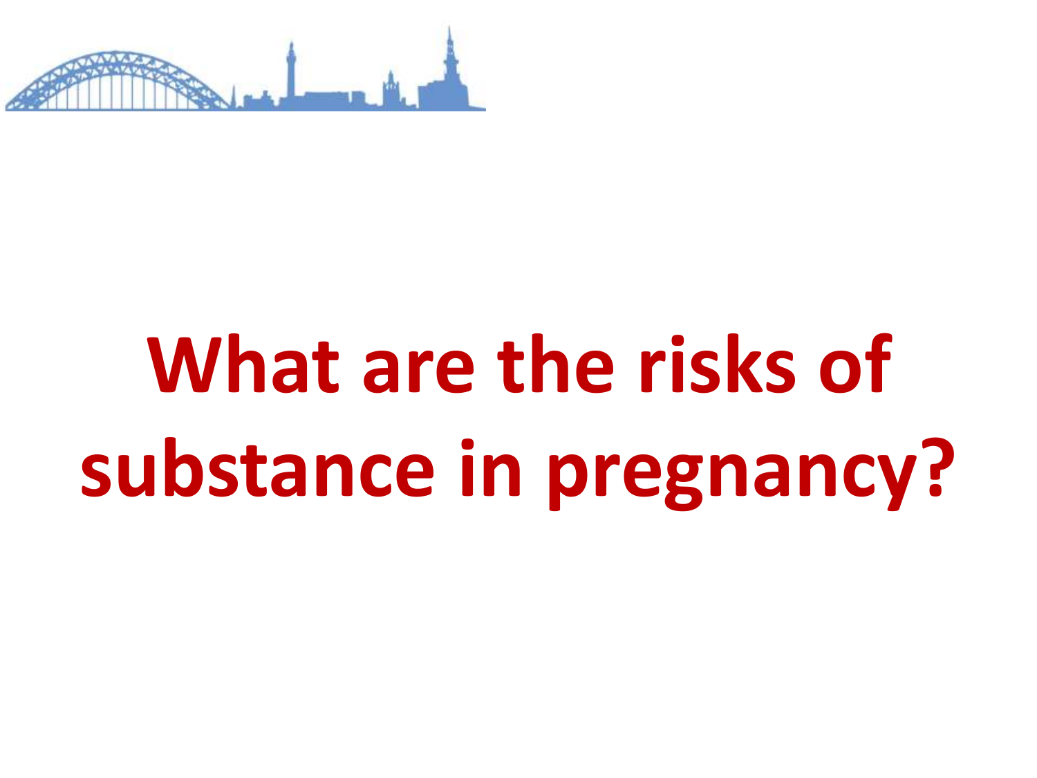# What are the risks of substance in pregnancy?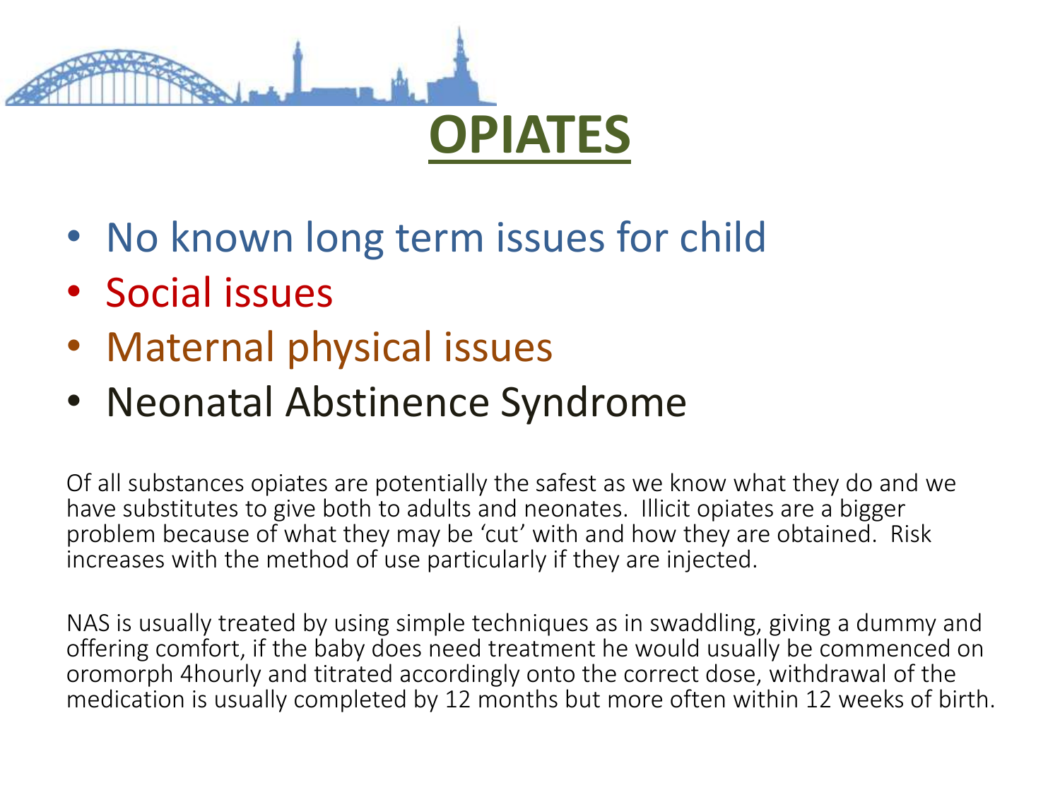# OPIATES

- No known long term issues for child
- Social issues
- Maternal physical issues
- Neonatal Abstinence Syndrome

Of all substances opiates are potentially the safest as we know what they do and we have substitutes to give both to adults and neonates. Illicit opiates are a bigger problem because of what they may be 'cut' with and how they are obtained. Risk increases with the method of use particularly if they are injected.

NAS is usually treated by using simple techniques as in swaddling, giving a dummy and offering comfort, if the baby does need treatment he would usually be commenced on oromorph 4hourly and titrated accordingly onto the correct dose, withdrawal of the medication is usually completed by 12 months but more often within 12 weeks of birth.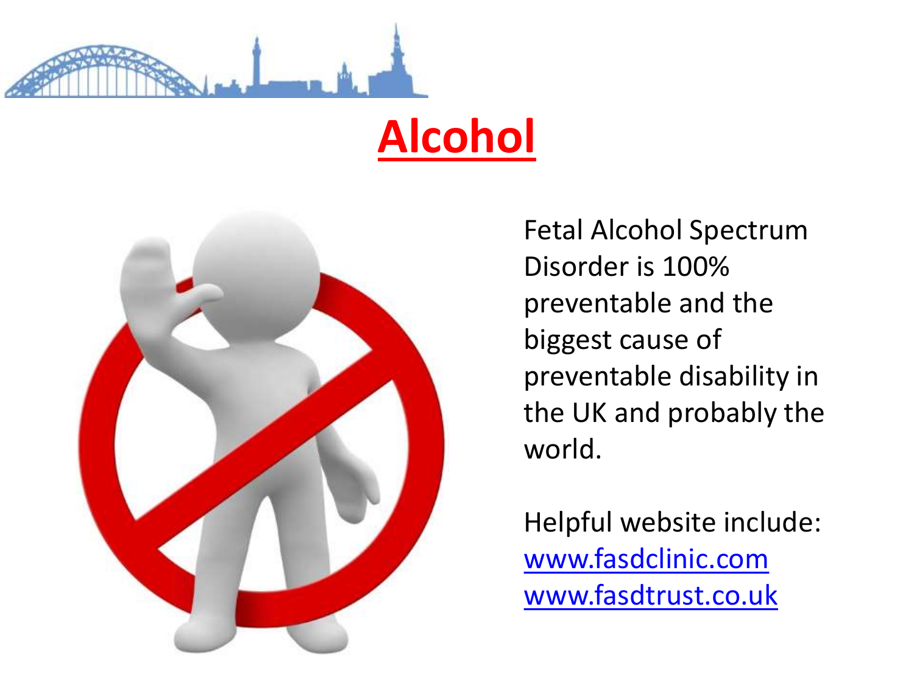# Alcohol

Fetal Alcohol Spectrum Disorder is 100% preventable and the biggest cause of preventable disability in the UK and probably the world.

Helpful website include:
[www.fasdclinic.com](http://www.fasdclinic.com)
[www.fasdtrust.co.uk](http://www.fasdtrust.co.uk)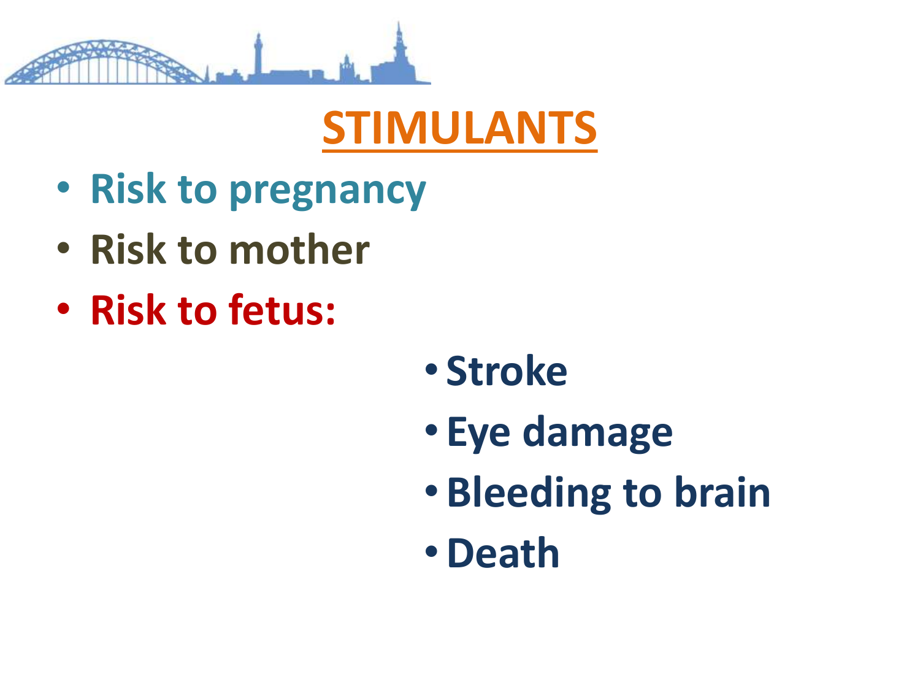# STIMULANTS

- Risk to pregnancy
- Risk to mother
- Risk to fetus:
  - Stroke
  - Eye damage
  - Bleeding to brain
  - Death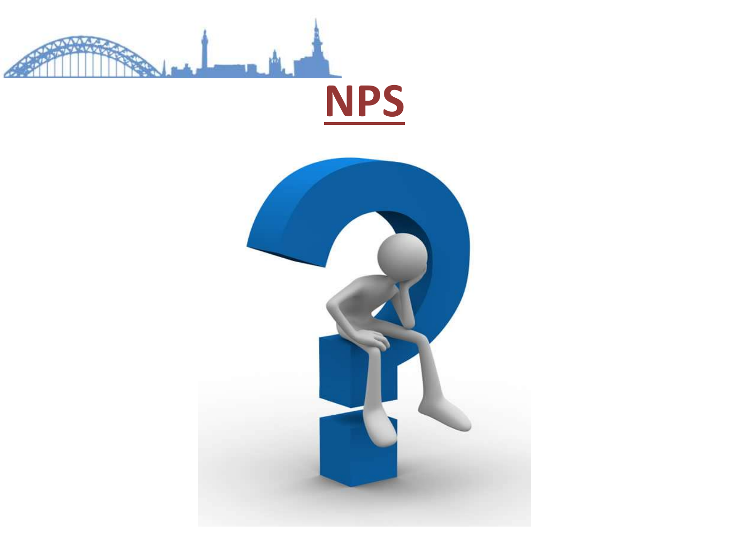# NPS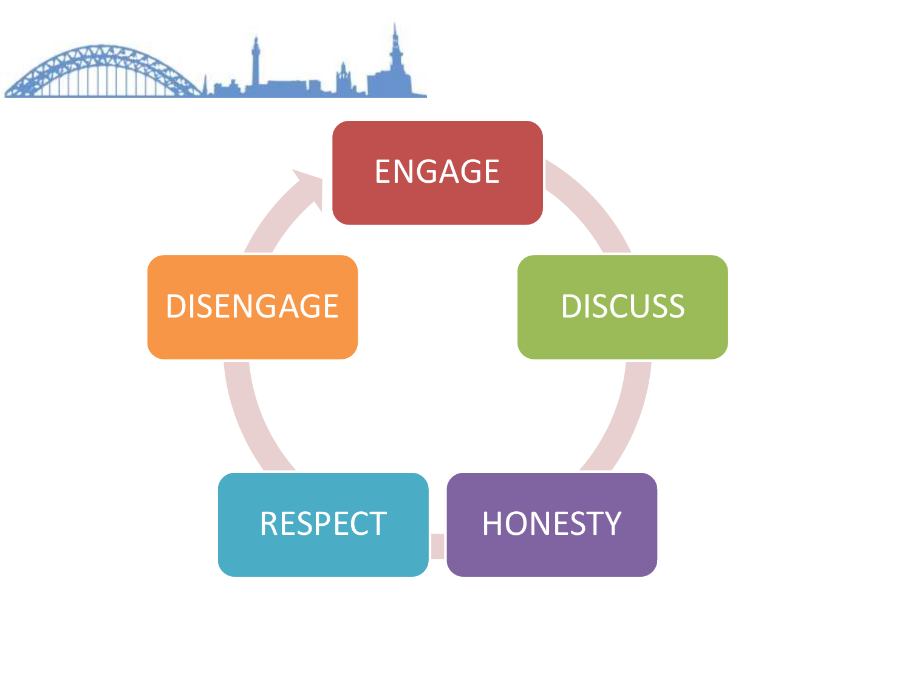ENGAGE

DISCUSS

HONESTY

RESPECT

DISENGAGE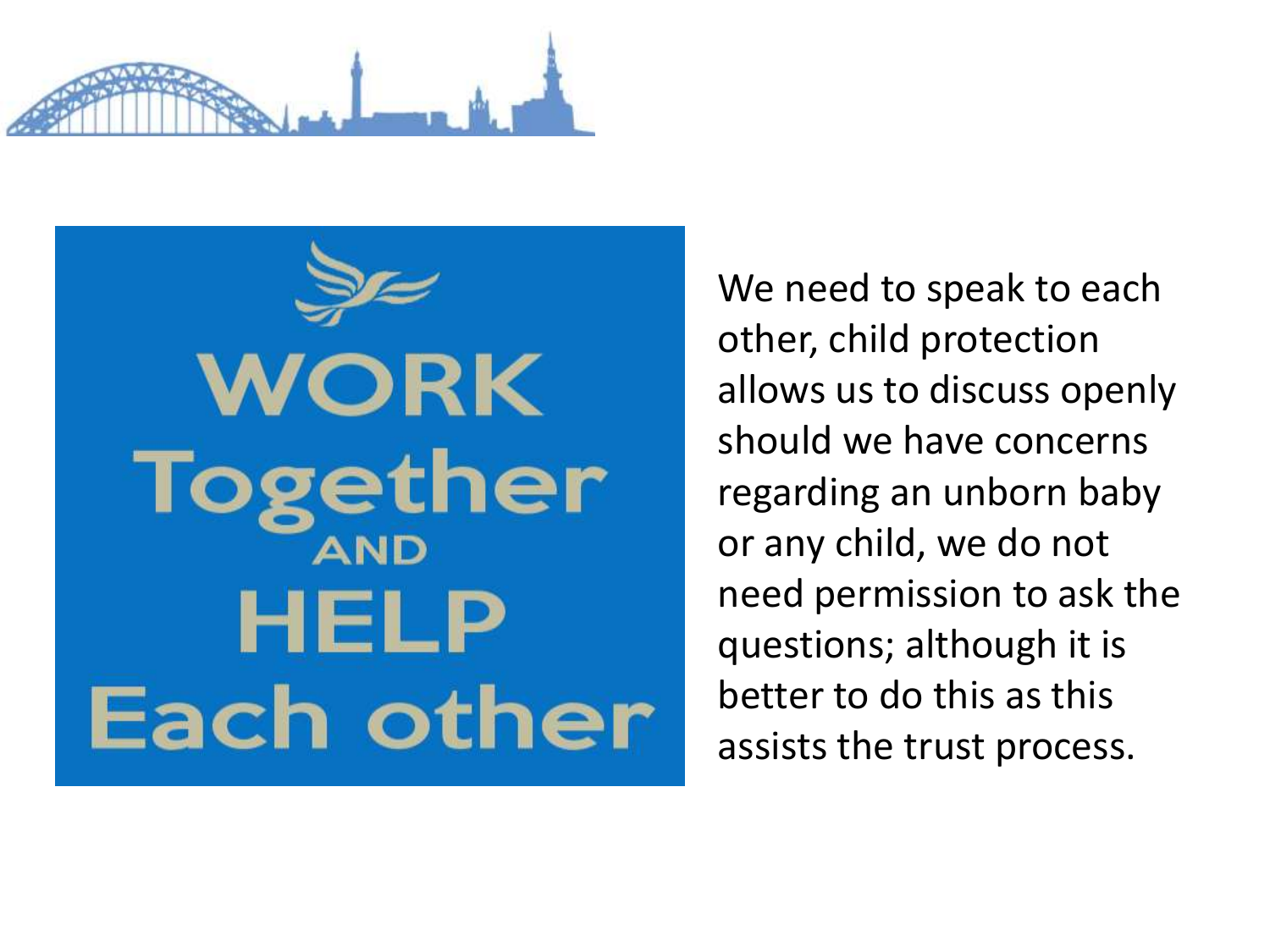WORK Together AND HELP Each other

We need to speak to each other, child protection allows us to discuss openly should we have concerns regarding an unborn baby or any child, we do not need permission to ask the questions; although it is better to do this as this assists the trust process.